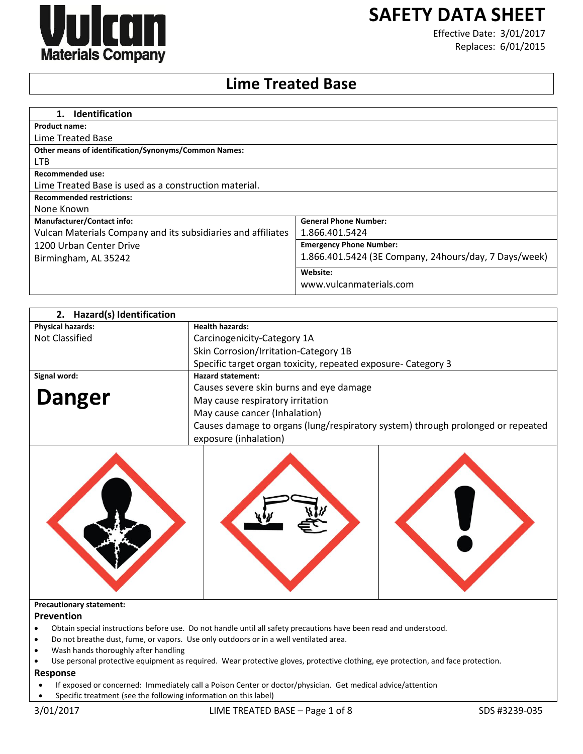# SAFETY DATA SHEET

Effective Date: 3/01/2017
Replaces: 6/01/2015

# Lime Treated Base

## 1. Identification

**Product name:**
Lime Treated Base

**Other means of identification/Synonyms/Common Names:**
LTB

**Recommended use:**
Lime Treated Base is used as a construction material.

**Recommended restrictions:**
None Known

| Manufacturer/Contact info: | |
|---|---|
| Vulcan Materials Company and its subsidiaries and affiliates<br>1200 Urban Center Drive<br>Birmingham, AL 35242 | **General Phone Number:**<br>1.866.401.5424<br>**Emergency Phone Number:**<br>1.866.401.5424 (3E Company, 24hours/day, 7 Days/week)<br>**Website:**<br>www.vulcanmaterials.com |

## 2. Hazard(s) Identification

| Physical hazards: | Health hazards: |
|---|---|
| Not Classified | Carcinogenicity-Category 1A<br>Skin Corrosion/Irritation-Category 1B<br>Specific target organ toxicity, repeated exposure- Category 3 |

| Signal word: | Hazard statement: |
|---|---|
| **Danger** | Causes severe skin burns and eye damage<br>May cause respiratory irritation<br>May cause cancer (Inhalation)<br>Causes damage to organs (lung/respiratory system) through prolonged or repeated exposure (inhalation) |

**Precautionary statement:**

### Prevention

- Obtain special instructions before use. Do not handle until all safety precautions have been read and understood.
- Do not breathe dust, fume, or vapors. Use only outdoors or in a well ventilated area.
- Wash hands thoroughly after handling
- Use personal protective equipment as required. Wear protective gloves, protective clothing, eye protection, and face protection.

### Response

- If exposed or concerned: Immediately call a Poison Center or doctor/physician. Get medical advice/attention
- Specific treatment (see the following information on this label)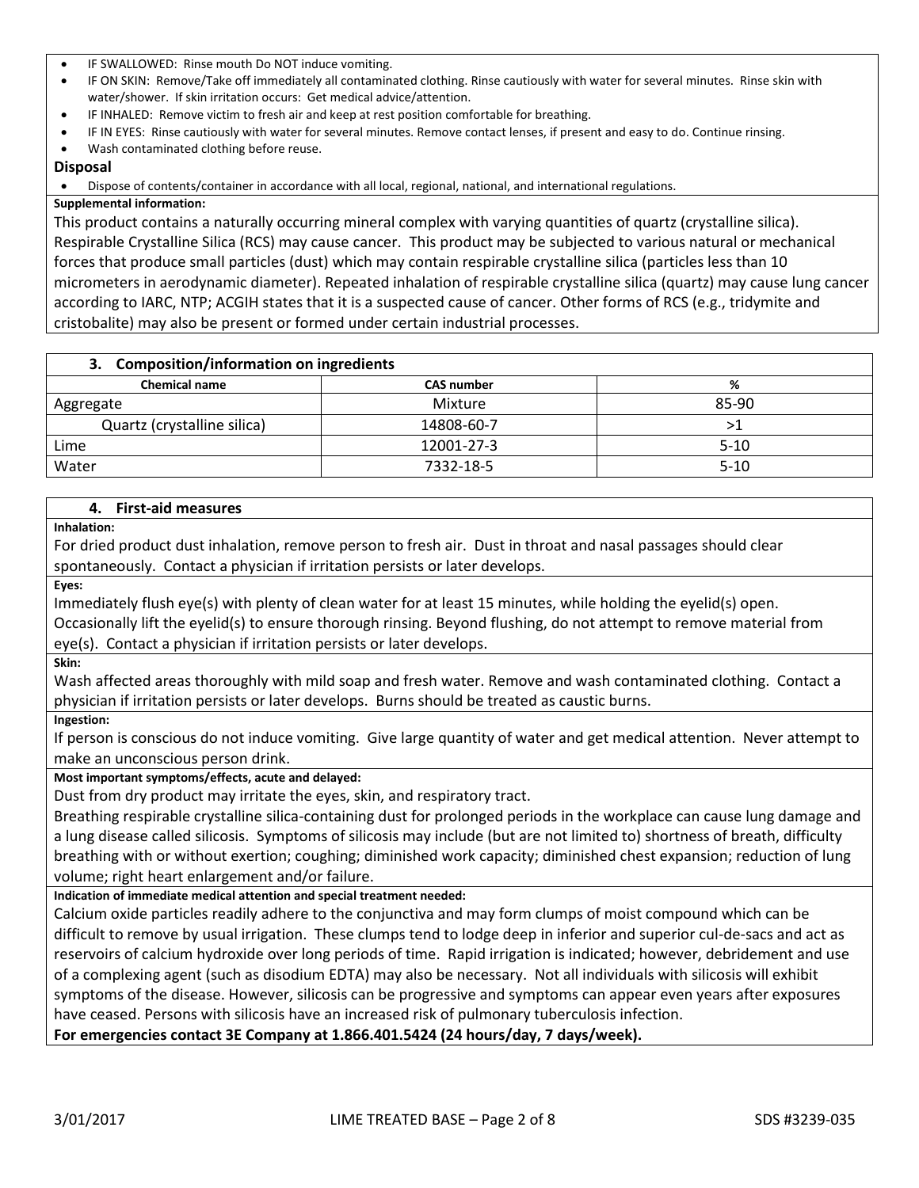- IF SWALLOWED: Rinse mouth Do NOT induce vomiting.
- IF ON SKIN: Remove/Take off immediately all contaminated clothing. Rinse cautiously with water for several minutes. Rinse skin with water/shower. If skin irritation occurs: Get medical advice/attention.
- IF INHALED: Remove victim to fresh air and keep at rest position comfortable for breathing.
- IF IN EYES: Rinse cautiously with water for several minutes. Remove contact lenses, if present and easy to do. Continue rinsing.
- Wash contaminated clothing before reuse.

**Disposal**

- Dispose of contents/container in accordance with all local, regional, national, and international regulations.

**Supplemental information:**

This product contains a naturally occurring mineral complex with varying quantities of quartz (crystalline silica). Respirable Crystalline Silica (RCS) may cause cancer. This product may be subjected to various natural or mechanical forces that produce small particles (dust) which may contain respirable crystalline silica (particles less than 10 micrometers in aerodynamic diameter). Repeated inhalation of respirable crystalline silica (quartz) may cause lung cancer according to IARC, NTP; ACGIH states that it is a suspected cause of cancer. Other forms of RCS (e.g., tridymite and cristobalite) may also be present or formed under certain industrial processes.

## 3. Composition/information on ingredients

| Chemical name | CAS number | % |
|---|---|---|
| Aggregate | Mixture | 85-90 |
| Quartz (crystalline silica) | 14808-60-7 | >1 |
| Lime | 12001-27-3 | 5-10 |
| Water | 7332-18-5 | 5-10 |

## 4. First-aid measures

**Inhalation:**

For dried product dust inhalation, remove person to fresh air. Dust in throat and nasal passages should clear spontaneously. Contact a physician if irritation persists or later develops.

**Eyes:**

Immediately flush eye(s) with plenty of clean water for at least 15 minutes, while holding the eyelid(s) open. Occasionally lift the eyelid(s) to ensure thorough rinsing. Beyond flushing, do not attempt to remove material from eye(s). Contact a physician if irritation persists or later develops.

**Skin:**

Wash affected areas thoroughly with mild soap and fresh water. Remove and wash contaminated clothing. Contact a physician if irritation persists or later develops. Burns should be treated as caustic burns.

**Ingestion:**

If person is conscious do not induce vomiting. Give large quantity of water and get medical attention. Never attempt to make an unconscious person drink.

**Most important symptoms/effects, acute and delayed:**

Dust from dry product may irritate the eyes, skin, and respiratory tract.

Breathing respirable crystalline silica-containing dust for prolonged periods in the workplace can cause lung damage and a lung disease called silicosis. Symptoms of silicosis may include (but are not limited to) shortness of breath, difficulty breathing with or without exertion; coughing; diminished work capacity; diminished chest expansion; reduction of lung volume; right heart enlargement and/or failure.

**Indication of immediate medical attention and special treatment needed:**

Calcium oxide particles readily adhere to the conjunctiva and may form clumps of moist compound which can be difficult to remove by usual irrigation. These clumps tend to lodge deep in inferior and superior cul-de-sacs and act as reservoirs of calcium hydroxide over long periods of time. Rapid irrigation is indicated; however, debridement and use of a complexing agent (such as disodium EDTA) may also be necessary. Not all individuals with silicosis will exhibit symptoms of the disease. However, silicosis can be progressive and symptoms can appear even years after exposures have ceased. Persons with silicosis have an increased risk of pulmonary tuberculosis infection.

**For emergencies contact 3E Company at 1.866.401.5424 (24 hours/day, 7 days/week).**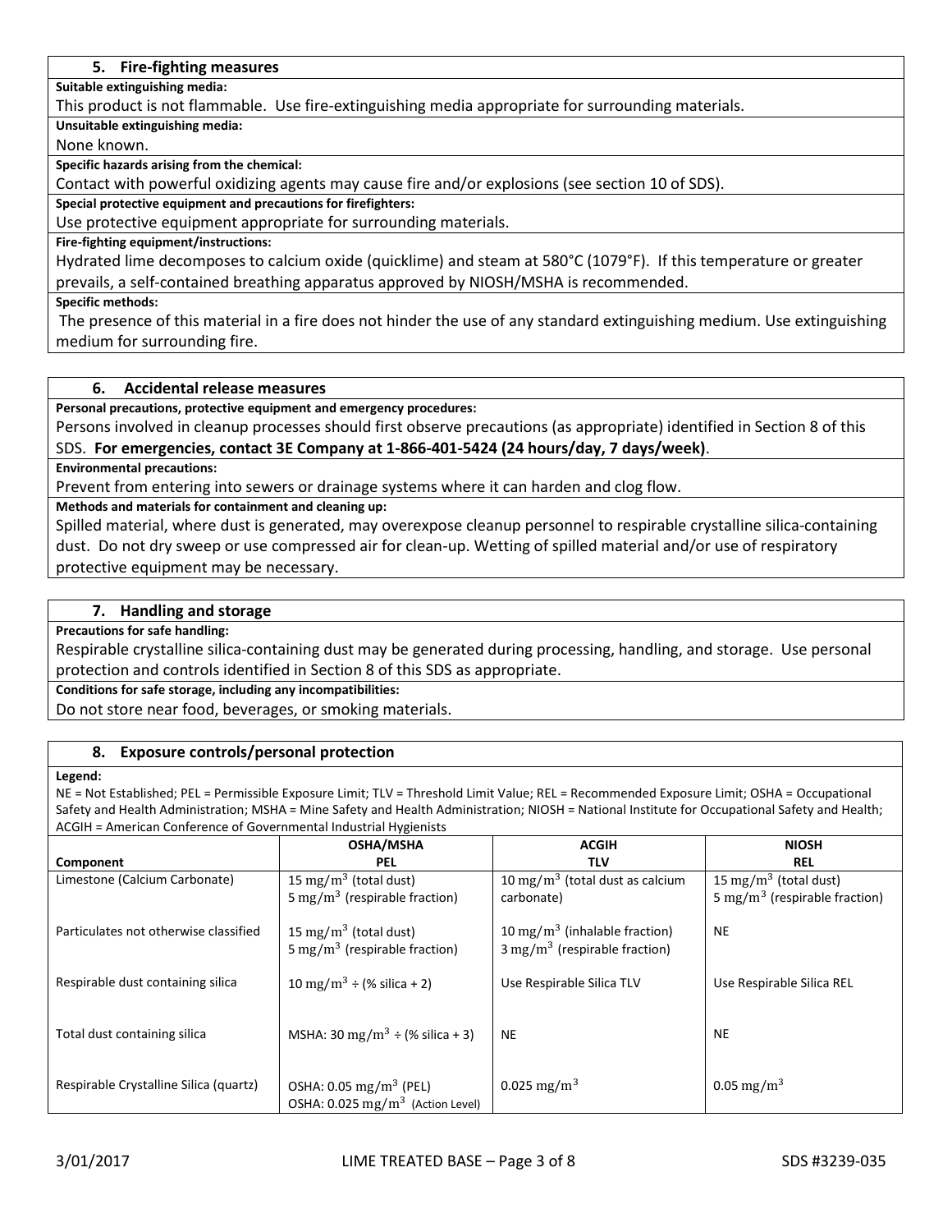## 5. Fire-fighting measures

**Suitable extinguishing media:**

This product is not flammable. Use fire-extinguishing media appropriate for surrounding materials.

**Unsuitable extinguishing media:**

None known.

**Specific hazards arising from the chemical:**

Contact with powerful oxidizing agents may cause fire and/or explosions (see section 10 of SDS).

**Special protective equipment and precautions for firefighters:**

Use protective equipment appropriate for surrounding materials.

**Fire-fighting equipment/instructions:**

Hydrated lime decomposes to calcium oxide (quicklime) and steam at 580°C (1079°F). If this temperature or greater prevails, a self-contained breathing apparatus approved by NIOSH/MSHA is recommended.

**Specific methods:**

The presence of this material in a fire does not hinder the use of any standard extinguishing medium. Use extinguishing medium for surrounding fire.

## 6. Accidental release measures

**Personal precautions, protective equipment and emergency procedures:**

Persons involved in cleanup processes should first observe precautions (as appropriate) identified in Section 8 of this SDS. **For emergencies, contact 3E Company at 1-866-401-5424 (24 hours/day, 7 days/week)**.

**Environmental precautions:**

Prevent from entering into sewers or drainage systems where it can harden and clog flow.

**Methods and materials for containment and cleaning up:**

Spilled material, where dust is generated, may overexpose cleanup personnel to respirable crystalline silica-containing dust. Do not dry sweep or use compressed air for clean-up. Wetting of spilled material and/or use of respiratory protective equipment may be necessary.

## 7. Handling and storage

**Precautions for safe handling:**

Respirable crystalline silica-containing dust may be generated during processing, handling, and storage. Use personal protection and controls identified in Section 8 of this SDS as appropriate.

**Conditions for safe storage, including any incompatibilities:**

Do not store near food, beverages, or smoking materials.

## 8. Exposure controls/personal protection

**Legend:**

NE = Not Established; PEL = Permissible Exposure Limit; TLV = Threshold Limit Value; REL = Recommended Exposure Limit; OSHA = Occupational Safety and Health Administration; MSHA = Mine Safety and Health Administration; NIOSH = National Institute for Occupational Safety and Health; ACGIH = American Conference of Governmental Industrial Hygienists

| Component | OSHA/MSHA PEL | ACGIH TLV | NIOSH REL |
|---|---|---|---|
| Limestone (Calcium Carbonate) | 15 $mg/m^3$ (total dust)<br>5 $mg/m^3$ (respirable fraction) | 10 $mg/m^3$ (total dust as calcium carbonate) | 15 $mg/m^3$ (total dust)<br>5 $mg/m^3$ (respirable fraction) |
| Particulates not otherwise classified | 15 $mg/m^3$ (total dust)<br>5 $mg/m^3$ (respirable fraction) | 10 $mg/m^3$ (inhalable fraction)<br>3 $mg/m^3$ (respirable fraction) | NE |
| Respirable dust containing silica | 10 $mg/m^3$ ÷ (% silica + 2) | Use Respirable Silica TLV | Use Respirable Silica REL |
| Total dust containing silica | MSHA: 30 $mg/m^3$ ÷ (% silica + 3) | NE | NE |
| Respirable Crystalline Silica (quartz) | OSHA: 0.05 $mg/m^3$ (PEL)<br>OSHA: 0.025 $mg/m^3$ (Action Level) | 0.025 $mg/m^3$ | 0.05 $mg/m^3$ |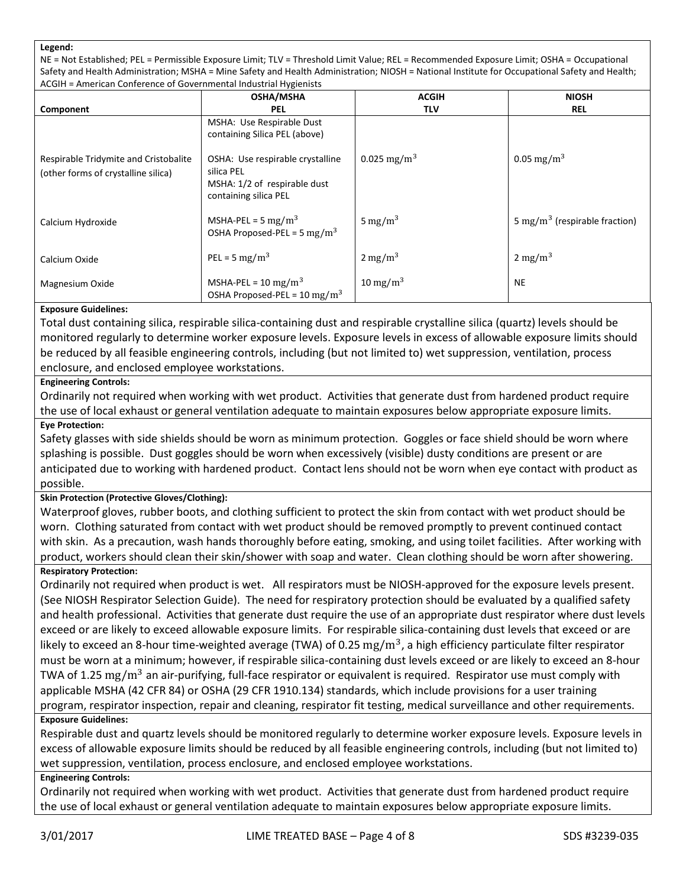**Legend:**
NE = Not Established; PEL = Permissible Exposure Limit; TLV = Threshold Limit Value; REL = Recommended Exposure Limit; OSHA = Occupational Safety and Health Administration; MSHA = Mine Safety and Health Administration; NIOSH = National Institute for Occupational Safety and Health; ACGIH = American Conference of Governmental Industrial Hygienists

| Component | OSHA/MSHA PEL | ACGIH TLV | NIOSH REL |
|---|---|---|---|
| Respirable Tridymite and Cristobalite (other forms of crystalline silica) | MSHA: Use Respirable Dust containing Silica PEL (above)<br><br>OSHA: Use respirable crystalline silica PEL<br>MSHA: 1/2 of respirable dust containing silica PEL | 0.025 $mg/m^3$ | 0.05 $mg/m^3$ |
| Calcium Hydroxide | MSHA-PEL = 5 $mg/m^3$<br>OSHA Proposed-PEL = 5 $mg/m^3$ | 5 $mg/m^3$ | 5 $mg/m^3$ (respirable fraction) |
| Calcium Oxide | PEL = 5 $mg/m^3$ | 2 $mg/m^3$ | 2 $mg/m^3$ |
| Magnesium Oxide | MSHA-PEL = 10 $mg/m^3$<br>OSHA Proposed-PEL = 10 $mg/m^3$ | 10 $mg/m^3$ | NE |

**Exposure Guidelines:**

Total dust containing silica, respirable silica-containing dust and respirable crystalline silica (quartz) levels should be monitored regularly to determine worker exposure levels. Exposure levels in excess of allowable exposure limits should be reduced by all feasible engineering controls, including (but not limited to) wet suppression, ventilation, process enclosure, and enclosed employee workstations.

**Engineering Controls:**

Ordinarily not required when working with wet product. Activities that generate dust from hardened product require the use of local exhaust or general ventilation adequate to maintain exposures below appropriate exposure limits.

**Eye Protection:**

Safety glasses with side shields should be worn as minimum protection. Goggles or face shield should be worn where splashing is possible. Dust goggles should be worn when excessively (visible) dusty conditions are present or are anticipated due to working with hardened product. Contact lens should not be worn when eye contact with product as possible.

**Skin Protection (Protective Gloves/Clothing):**

Waterproof gloves, rubber boots, and clothing sufficient to protect the skin from contact with wet product should be worn. Clothing saturated from contact with wet product should be removed promptly to prevent continued contact with skin. As a precaution, wash hands thoroughly before eating, smoking, and using toilet facilities. After working with product, workers should clean their skin/shower with soap and water. Clean clothing should be worn after showering.

**Respiratory Protection:**

Ordinarily not required when product is wet. All respirators must be NIOSH-approved for the exposure levels present. (See NIOSH Respirator Selection Guide). The need for respiratory protection should be evaluated by a qualified safety and health professional. Activities that generate dust require the use of an appropriate dust respirator where dust levels exceed or are likely to exceed allowable exposure limits. For respirable silica-containing dust levels that exceed or are likely to exceed an 8-hour time-weighted average (TWA) of 0.25 $mg/m^3$, a high efficiency particulate filter respirator must be worn at a minimum; however, if respirable silica-containing dust levels exceed or are likely to exceed an 8-hour TWA of 1.25 $mg/m^3$ an air-purifying, full-face respirator or equivalent is required. Respirator use must comply with applicable MSHA (42 CFR 84) or OSHA (29 CFR 1910.134) standards, which include provisions for a user training program, respirator inspection, repair and cleaning, respirator fit testing, medical surveillance and other requirements.

**Exposure Guidelines:**

Respirable dust and quartz levels should be monitored regularly to determine worker exposure levels. Exposure levels in excess of allowable exposure limits should be reduced by all feasible engineering controls, including (but not limited to) wet suppression, ventilation, process enclosure, and enclosed employee workstations.

**Engineering Controls:**

Ordinarily not required when working with wet product. Activities that generate dust from hardened product require the use of local exhaust or general ventilation adequate to maintain exposures below appropriate exposure limits.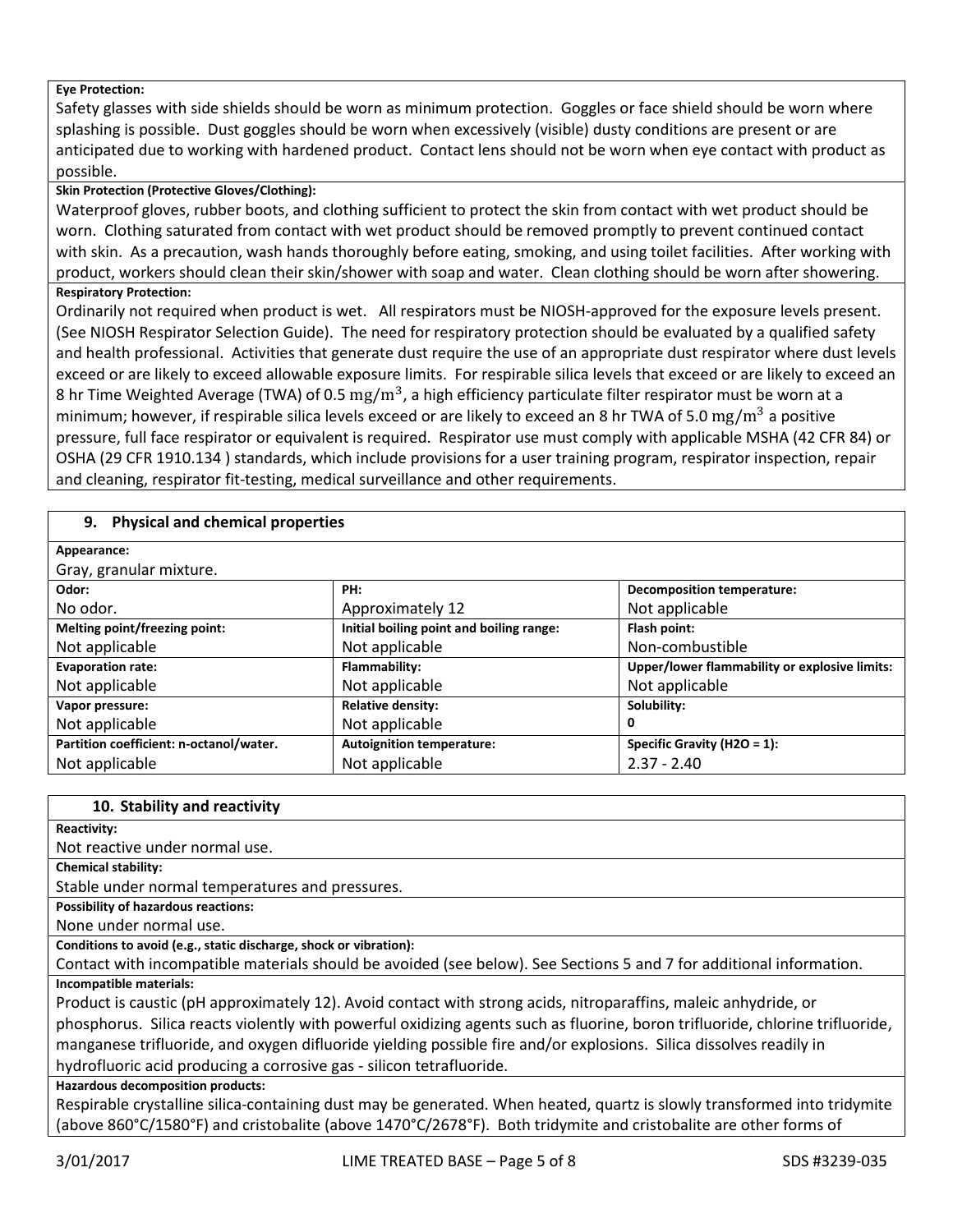**Eye Protection:**

Safety glasses with side shields should be worn as minimum protection. Goggles or face shield should be worn where splashing is possible. Dust goggles should be worn when excessively (visible) dusty conditions are present or are anticipated due to working with hardened product. Contact lens should not be worn when eye contact with product as possible.

**Skin Protection (Protective Gloves/Clothing):**

Waterproof gloves, rubber boots, and clothing sufficient to protect the skin from contact with wet product should be worn. Clothing saturated from contact with wet product should be removed promptly to prevent continued contact with skin. As a precaution, wash hands thoroughly before eating, smoking, and using toilet facilities. After working with product, workers should clean their skin/shower with soap and water. Clean clothing should be worn after showering.

**Respiratory Protection:**

Ordinarily not required when product is wet. All respirators must be NIOSH-approved for the exposure levels present. (See NIOSH Respirator Selection Guide). The need for respiratory protection should be evaluated by a qualified safety and health professional. Activities that generate dust require the use of an appropriate dust respirator where dust levels exceed or are likely to exceed allowable exposure limits. For respirable silica levels that exceed or are likely to exceed an 8 hr Time Weighted Average (TWA) of 0.5 $mg/m^3$, a high efficiency particulate filter respirator must be worn at a minimum; however, if respirable silica levels exceed or are likely to exceed an 8 hr TWA of 5.0 $mg/m^3$ a positive pressure, full face respirator or equivalent is required. Respirator use must comply with applicable MSHA (42 CFR 84) or OSHA (29 CFR 1910.134 ) standards, which include provisions for a user training program, respirator inspection, repair and cleaning, respirator fit-testing, medical surveillance and other requirements.

## 9. Physical and chemical properties

**Appearance:**

Gray, granular mixture.

| **Odor:** | **PH:** | **Decomposition temperature:** |
|---|---|---|
| No odor. | Approximately 12 | Not applicable |
| **Melting point/freezing point:** | **Initial boiling point and boiling range:** | **Flash point:** |
| Not applicable | Not applicable | Non-combustible |
| **Evaporation rate:** | **Flammability:** | **Upper/lower flammability or explosive limits:** |
| Not applicable | Not applicable | Not applicable |
| **Vapor pressure:** | **Relative density:** | **Solubility:** |
| Not applicable | Not applicable | 0 |
| **Partition coefficient: n-octanol/water.** | **Autoignition temperature:** | **Specific Gravity ($H_2O$ = 1):** |
| Not applicable | Not applicable | 2.37 - 2.40 |

## 10. Stability and reactivity

**Reactivity:**

Not reactive under normal use.

**Chemical stability:**

Stable under normal temperatures and pressures.

**Possibility of hazardous reactions:**

None under normal use.

**Conditions to avoid (e.g., static discharge, shock or vibration):**

Contact with incompatible materials should be avoided (see below). See Sections 5 and 7 for additional information.

**Incompatible materials:**

Product is caustic (pH approximately 12). Avoid contact with strong acids, nitroparaffins, maleic anhydride, or phosphorus. Silica reacts violently with powerful oxidizing agents such as fluorine, boron trifluoride, chlorine trifluoride, manganese trifluoride, and oxygen difluoride yielding possible fire and/or explosions. Silica dissolves readily in hydrofluoric acid producing a corrosive gas - silicon tetrafluoride.

**Hazardous decomposition products:**

Respirable crystalline silica-containing dust may be generated. When heated, quartz is slowly transformed into tridymite (above 860°C/1580°F) and cristobalite (above 1470°C/2678°F). Both tridymite and cristobalite are other forms of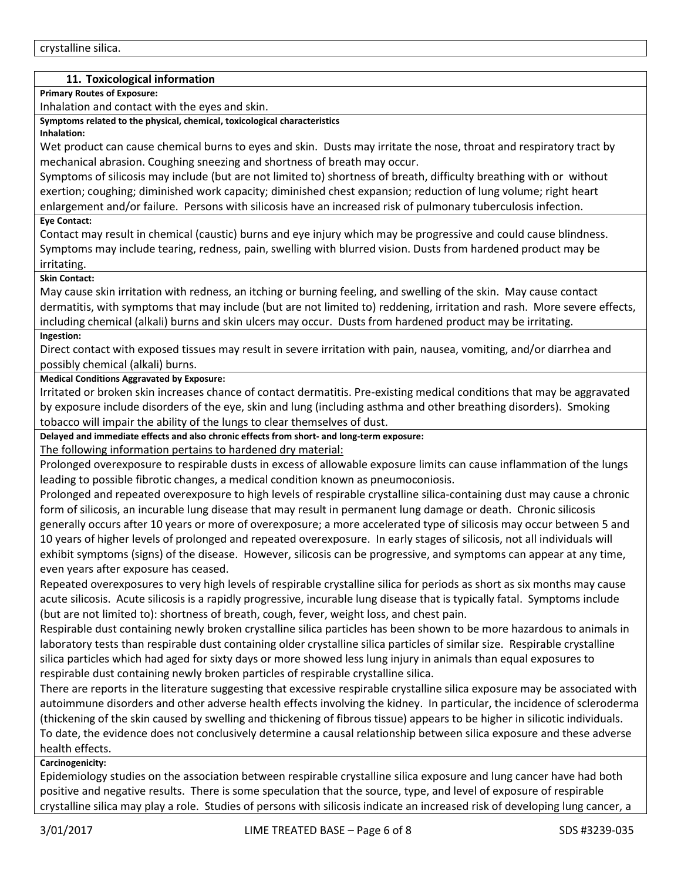crystalline silica.

## 11. Toxicological information

**Primary Routes of Exposure:**

Inhalation and contact with the eyes and skin.

**Symptoms related to the physical, chemical, toxicological characteristics**

**Inhalation:**

Wet product can cause chemical burns to eyes and skin. Dusts may irritate the nose, throat and respiratory tract by mechanical abrasion. Coughing sneezing and shortness of breath may occur.

Symptoms of silicosis may include (but are not limited to) shortness of breath, difficulty breathing with or without exertion; coughing; diminished work capacity; diminished chest expansion; reduction of lung volume; right heart enlargement and/or failure. Persons with silicosis have an increased risk of pulmonary tuberculosis infection.

**Eye Contact:**

Contact may result in chemical (caustic) burns and eye injury which may be progressive and could cause blindness. Symptoms may include tearing, redness, pain, swelling with blurred vision. Dusts from hardened product may be irritating.

**Skin Contact:**

May cause skin irritation with redness, an itching or burning feeling, and swelling of the skin. May cause contact dermatitis, with symptoms that may include (but are not limited to) reddening, irritation and rash. More severe effects, including chemical (alkali) burns and skin ulcers may occur. Dusts from hardened product may be irritating.

**Ingestion:**

Direct contact with exposed tissues may result in severe irritation with pain, nausea, vomiting, and/or diarrhea and possibly chemical (alkali) burns.

**Medical Conditions Aggravated by Exposure:**

Irritated or broken skin increases chance of contact dermatitis. Pre-existing medical conditions that may be aggravated by exposure include disorders of the eye, skin and lung (including asthma and other breathing disorders). Smoking tobacco will impair the ability of the lungs to clear themselves of dust.

**Delayed and immediate effects and also chronic effects from short- and long-term exposure:**

The following information pertains to hardened dry material:

Prolonged overexposure to respirable dusts in excess of allowable exposure limits can cause inflammation of the lungs leading to possible fibrotic changes, a medical condition known as pneumoconiosis.

Prolonged and repeated overexposure to high levels of respirable crystalline silica-containing dust may cause a chronic form of silicosis, an incurable lung disease that may result in permanent lung damage or death. Chronic silicosis generally occurs after 10 years or more of overexposure; a more accelerated type of silicosis may occur between 5 and 10 years of higher levels of prolonged and repeated overexposure. In early stages of silicosis, not all individuals will exhibit symptoms (signs) of the disease. However, silicosis can be progressive, and symptoms can appear at any time, even years after exposure has ceased.

Repeated overexposures to very high levels of respirable crystalline silica for periods as short as six months may cause acute silicosis. Acute silicosis is a rapidly progressive, incurable lung disease that is typically fatal. Symptoms include (but are not limited to): shortness of breath, cough, fever, weight loss, and chest pain.

Respirable dust containing newly broken crystalline silica particles has been shown to be more hazardous to animals in laboratory tests than respirable dust containing older crystalline silica particles of similar size. Respirable crystalline silica particles which had aged for sixty days or more showed less lung injury in animals than equal exposures to respirable dust containing newly broken particles of respirable crystalline silica.

There are reports in the literature suggesting that excessive respirable crystalline silica exposure may be associated with autoimmune disorders and other adverse health effects involving the kidney. In particular, the incidence of scleroderma (thickening of the skin caused by swelling and thickening of fibrous tissue) appears to be higher in silicotic individuals. To date, the evidence does not conclusively determine a causal relationship between silica exposure and these adverse health effects.

**Carcinogenicity:**

Epidemiology studies on the association between respirable crystalline silica exposure and lung cancer have had both positive and negative results. There is some speculation that the source, type, and level of exposure of respirable crystalline silica may play a role. Studies of persons with silicosis indicate an increased risk of developing lung cancer, a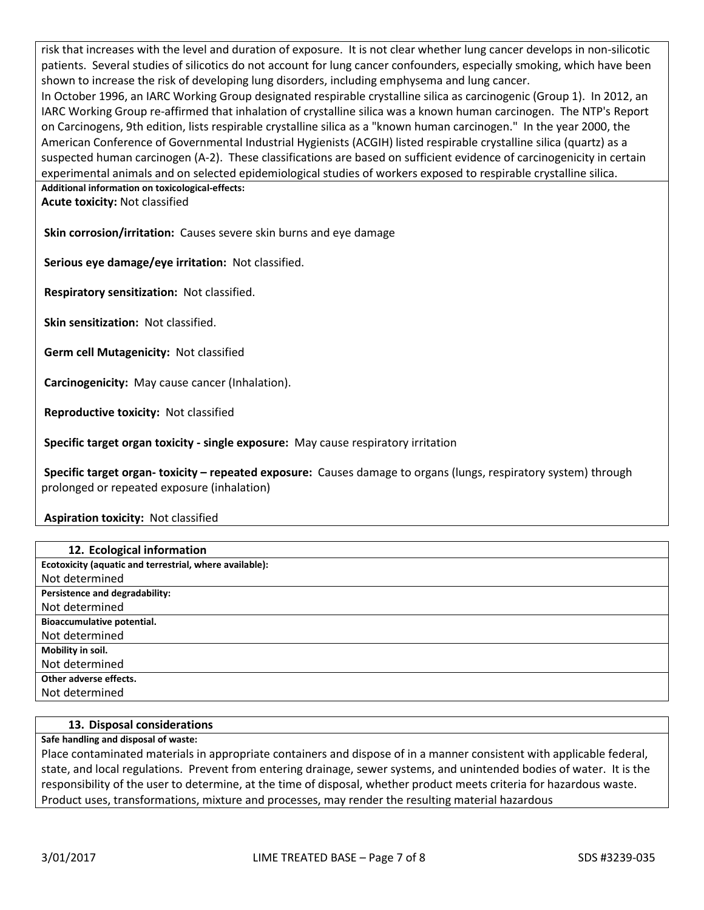risk that increases with the level and duration of exposure. It is not clear whether lung cancer develops in non-silicotic patients. Several studies of silicotics do not account for lung cancer confounders, especially smoking, which have been shown to increase the risk of developing lung disorders, including emphysema and lung cancer.
In October 1996, an IARC Working Group designated respirable crystalline silica as carcinogenic (Group 1). In 2012, an IARC Working Group re-affirmed that inhalation of crystalline silica was a known human carcinogen. The NTP's Report on Carcinogens, 9th edition, lists respirable crystalline silica as a "known human carcinogen." In the year 2000, the American Conference of Governmental Industrial Hygienists (ACGIH) listed respirable crystalline silica (quartz) as a suspected human carcinogen (A-2). These classifications are based on sufficient evidence of carcinogenicity in certain experimental animals and on selected epidemiological studies of workers exposed to respirable crystalline silica.

**Additional information on toxicological-effects:**

**Acute toxicity:** Not classified

**Skin corrosion/irritation:** Causes severe skin burns and eye damage

**Serious eye damage/eye irritation:** Not classified.

**Respiratory sensitization:** Not classified.

**Skin sensitization:** Not classified.

**Germ cell Mutagenicity:** Not classified

**Carcinogenicity:** May cause cancer (Inhalation).

**Reproductive toxicity:** Not classified

**Specific target organ toxicity - single exposure:** May cause respiratory irritation

**Specific target organ- toxicity – repeated exposure:** Causes damage to organs (lungs, respiratory system) through prolonged or repeated exposure (inhalation)

**Aspiration toxicity:** Not classified

## 12. Ecological information

**Ecotoxicity (aquatic and terrestrial, where available):**

Not determined

**Persistence and degradability:**

Not determined

**Bioaccumulative potential.**

Not determined

**Mobility in soil.**

Not determined

**Other adverse effects.**

Not determined

## 13. Disposal considerations

**Safe handling and disposal of waste:**

Place contaminated materials in appropriate containers and dispose of in a manner consistent with applicable federal, state, and local regulations. Prevent from entering drainage, sewer systems, and unintended bodies of water. It is the responsibility of the user to determine, at the time of disposal, whether product meets criteria for hazardous waste. Product uses, transformations, mixture and processes, may render the resulting material hazardous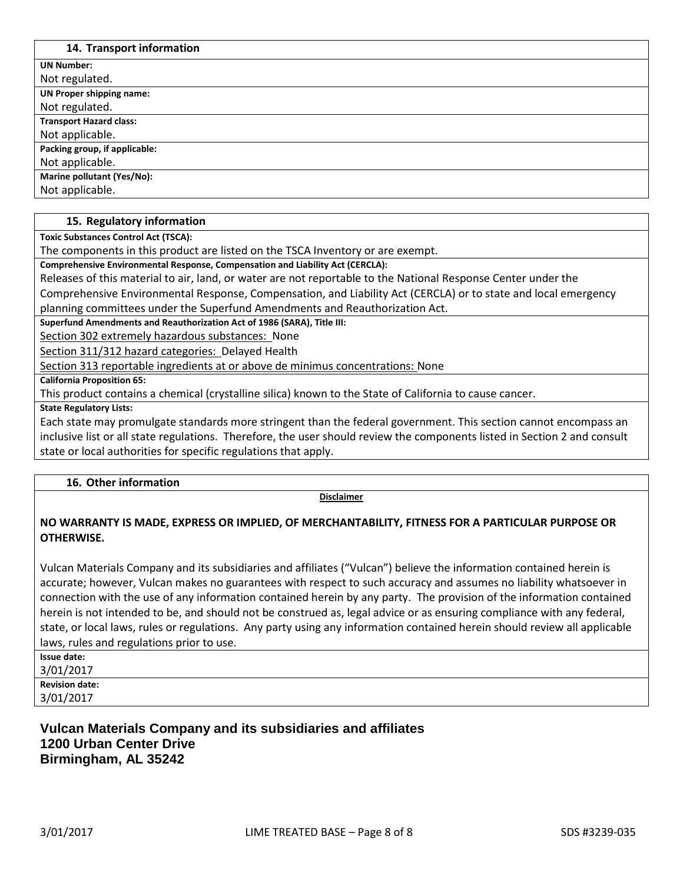## 14. Transport information

**UN Number:**
Not regulated.

**UN Proper shipping name:**
Not regulated.

**Transport Hazard class:**
Not applicable.

**Packing group, if applicable:**
Not applicable.

**Marine pollutant (Yes/No):**
Not applicable.

## 15. Regulatory information

**Toxic Substances Control Act (TSCA):**
The components in this product are listed on the TSCA Inventory or are exempt.

**Comprehensive Environmental Response, Compensation and Liability Act (CERCLA):**
Releases of this material to air, land, or water are not reportable to the National Response Center under the Comprehensive Environmental Response, Compensation, and Liability Act (CERCLA) or to state and local emergency planning committees under the Superfund Amendments and Reauthorization Act.

**Superfund Amendments and Reauthorization Act of 1986 (SARA), Title III:**
Section 302 extremely hazardous substances: None
Section 311/312 hazard categories: Delayed Health
Section 313 reportable ingredients at or above de minimus concentrations: None

**California Proposition 65:**
This product contains a chemical (crystalline silica) known to the State of California to cause cancer.

**State Regulatory Lists:**
Each state may promulgate standards more stringent than the federal government. This section cannot encompass an inclusive list or all state regulations. Therefore, the user should review the components listed in Section 2 and consult state or local authorities for specific regulations that apply.

## 16. Other information

**Disclaimer**

**NO WARRANTY IS MADE, EXPRESS OR IMPLIED, OF MERCHANTABILITY, FITNESS FOR A PARTICULAR PURPOSE OR OTHERWISE.**

Vulcan Materials Company and its subsidiaries and affiliates ("Vulcan") believe the information contained herein is accurate; however, Vulcan makes no guarantees with respect to such accuracy and assumes no liability whatsoever in connection with the use of any information contained herein by any party. The provision of the information contained herein is not intended to be, and should not be construed as, legal advice or as ensuring compliance with any federal, state, or local laws, rules or regulations. Any party using any information contained herein should review all applicable laws, rules and regulations prior to use.

**Issue date:**
3/01/2017

**Revision date:**
3/01/2017

**Vulcan Materials Company and its subsidiaries and affiliates**
**1200 Urban Center Drive**
**Birmingham, AL 35242**